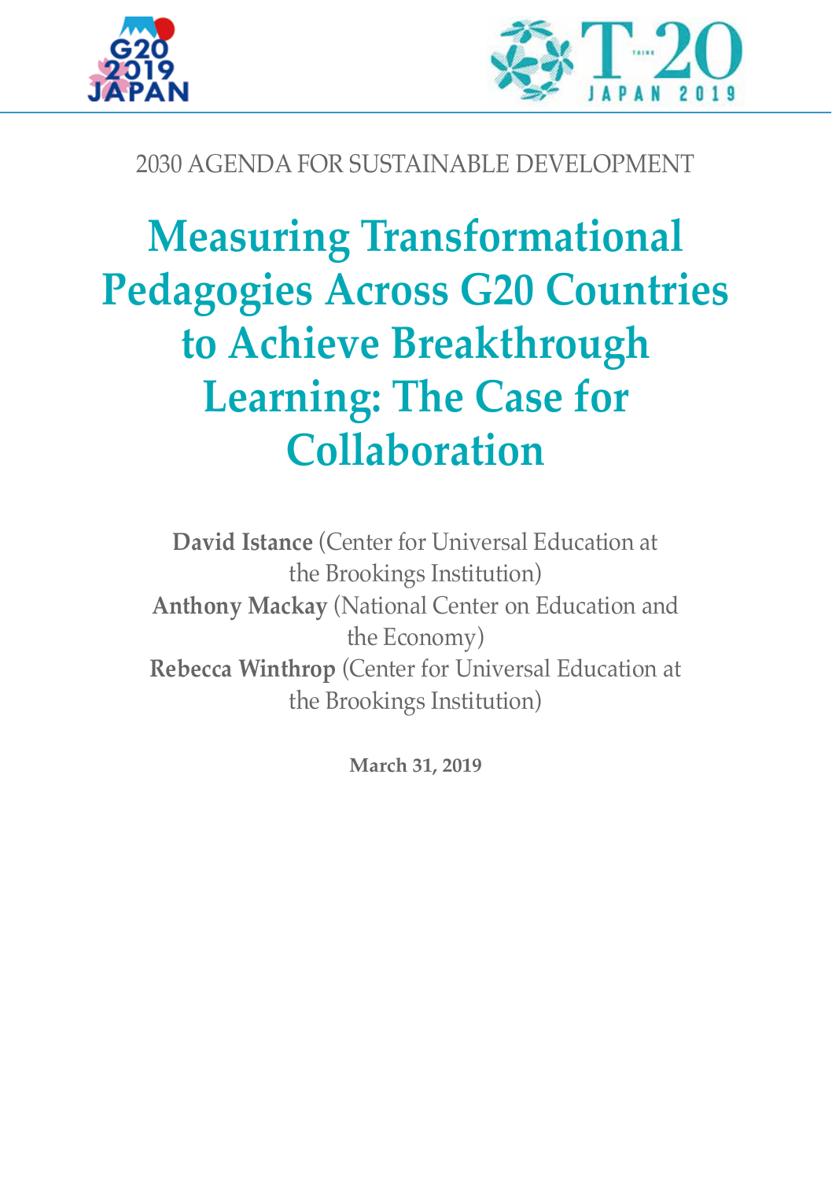2030 AGENDA FOR SUSTAINABLE DEVELOPMENT

# Measuring Transformational Pedagogies Across G20 Countries to Achieve Breakthrough Learning: The Case for Collaboration

**David Istance** (Center for Universal Education at the Brookings Institution)
**Anthony Mackay** (National Center on Education and the Economy)
**Rebecca Winthrop** (Center for Universal Education at the Brookings Institution)

**March 31, 2019**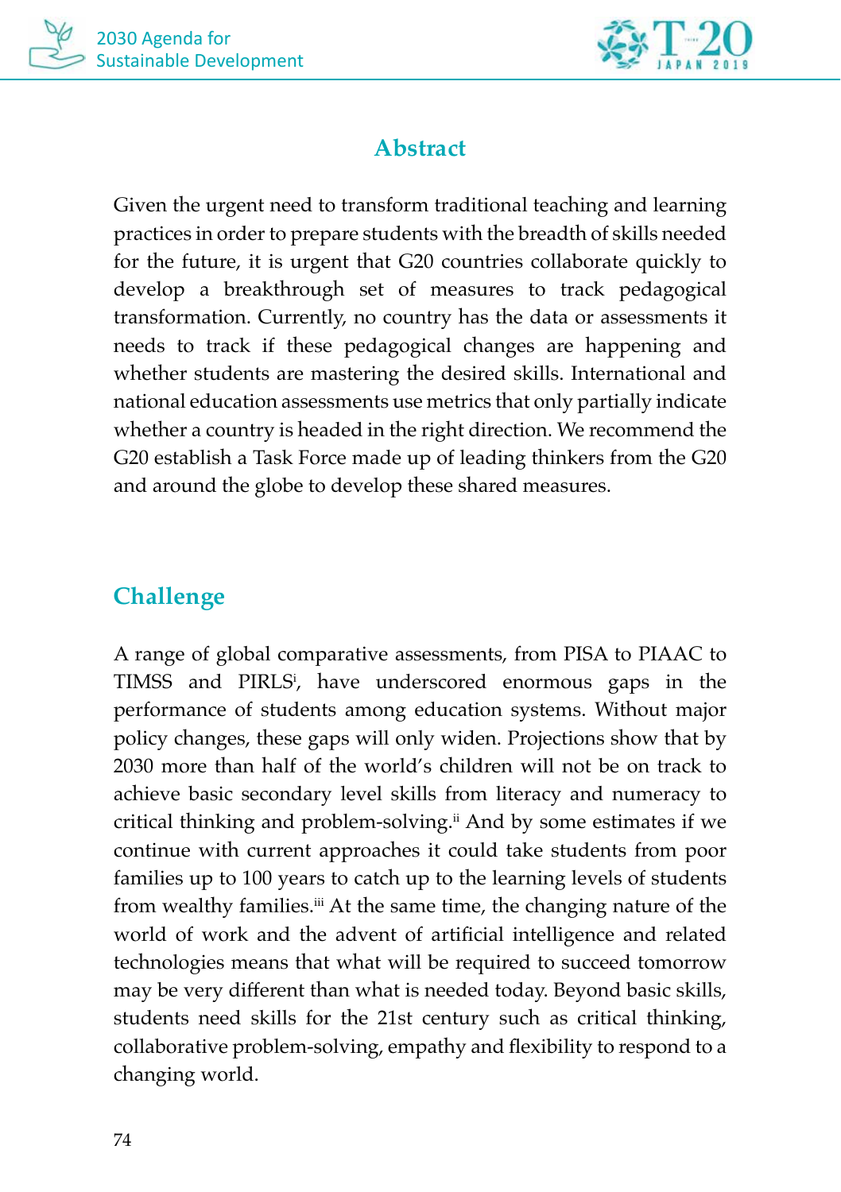## Abstract

Given the urgent need to transform traditional teaching and learning practices in order to prepare students with the breadth of skills needed for the future, it is urgent that G20 countries collaborate quickly to develop a breakthrough set of measures to track pedagogical transformation. Currently, no country has the data or assessments it needs to track if these pedagogical changes are happening and whether students are mastering the desired skills. International and national education assessments use metrics that only partially indicate whether a country is headed in the right direction. We recommend the G20 establish a Task Force made up of leading thinkers from the G20 and around the globe to develop these shared measures.

## Challenge

A range of global comparative assessments, from PISA to PIAAC to TIMSS and PIRLS[i], have underscored enormous gaps in the performance of students among education systems. Without major policy changes, these gaps will only widen. Projections show that by 2030 more than half of the world's children will not be on track to achieve basic secondary level skills from literacy and numeracy to critical thinking and problem-solving.[ii] And by some estimates if we continue with current approaches it could take students from poor families up to 100 years to catch up to the learning levels of students from wealthy families.[iii] At the same time, the changing nature of the world of work and the advent of artificial intelligence and related technologies means that what will be required to succeed tomorrow may be very different than what is needed today. Beyond basic skills, students need skills for the 21st century such as critical thinking, collaborative problem-solving, empathy and flexibility to respond to a changing world.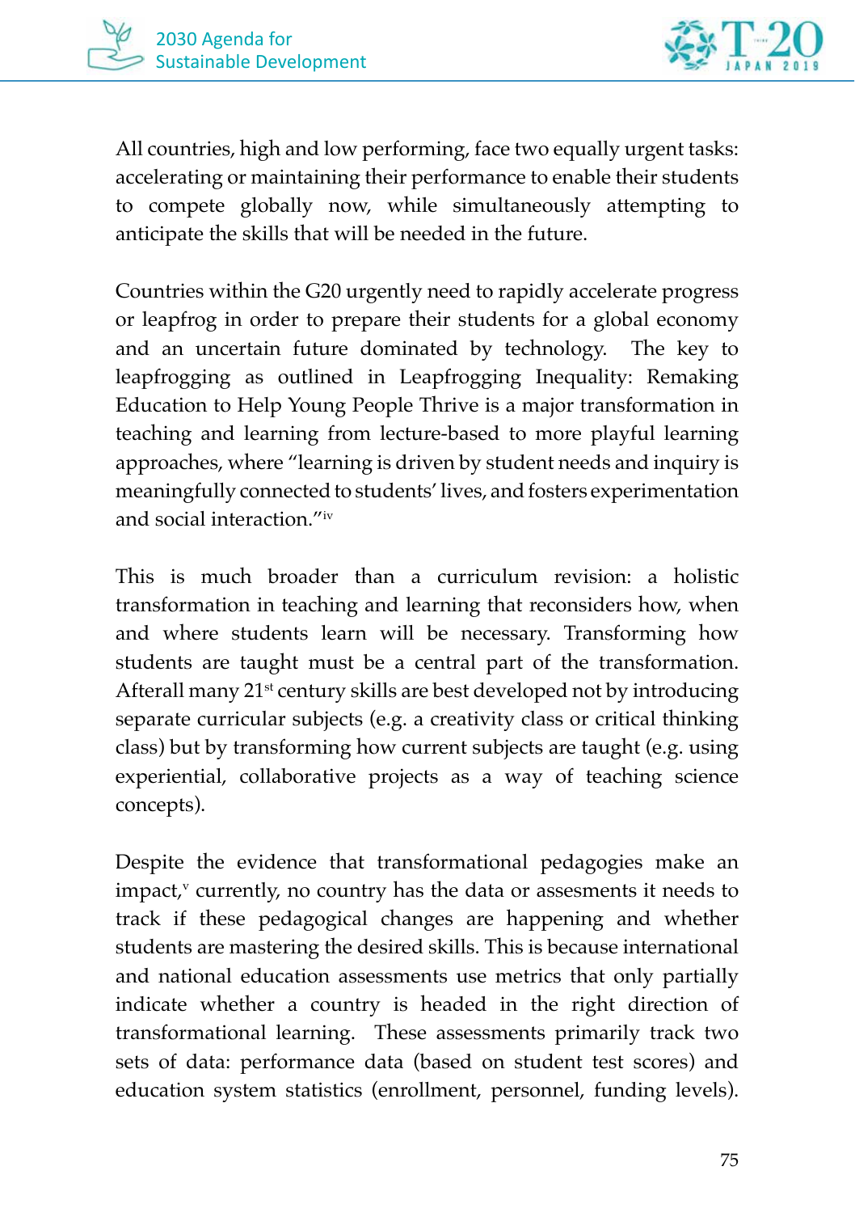All countries, high and low performing, face two equally urgent tasks: accelerating or maintaining their performance to enable their students to compete globally now, while simultaneously attempting to anticipate the skills that will be needed in the future.

Countries within the G20 urgently need to rapidly accelerate progress or leapfrog in order to prepare their students for a global economy and an uncertain future dominated by technology. The key to leapfrogging as outlined in Leapfrogging Inequality: Remaking Education to Help Young People Thrive is a major transformation in teaching and learning from lecture-based to more playful learning approaches, where "learning is driven by student needs and inquiry is meaningfully connected to students' lives, and fosters experimentation and social interaction."[iv]

This is much broader than a curriculum revision: a holistic transformation in teaching and learning that reconsiders how, when and where students learn will be necessary. Transforming how students are taught must be a central part of the transformation. Afterall many 21st century skills are best developed not by introducing separate curricular subjects (e.g. a creativity class or critical thinking class) but by transforming how current subjects are taught (e.g. using experiential, collaborative projects as a way of teaching science concepts).

Despite the evidence that transformational pedagogies make an impact,[v] currently, no country has the data or assesments it needs to track if these pedagogical changes are happening and whether students are mastering the desired skills. This is because international and national education assessments use metrics that only partially indicate whether a country is headed in the right direction of transformational learning. These assessments primarily track two sets of data: performance data (based on student test scores) and education system statistics (enrollment, personnel, funding levels).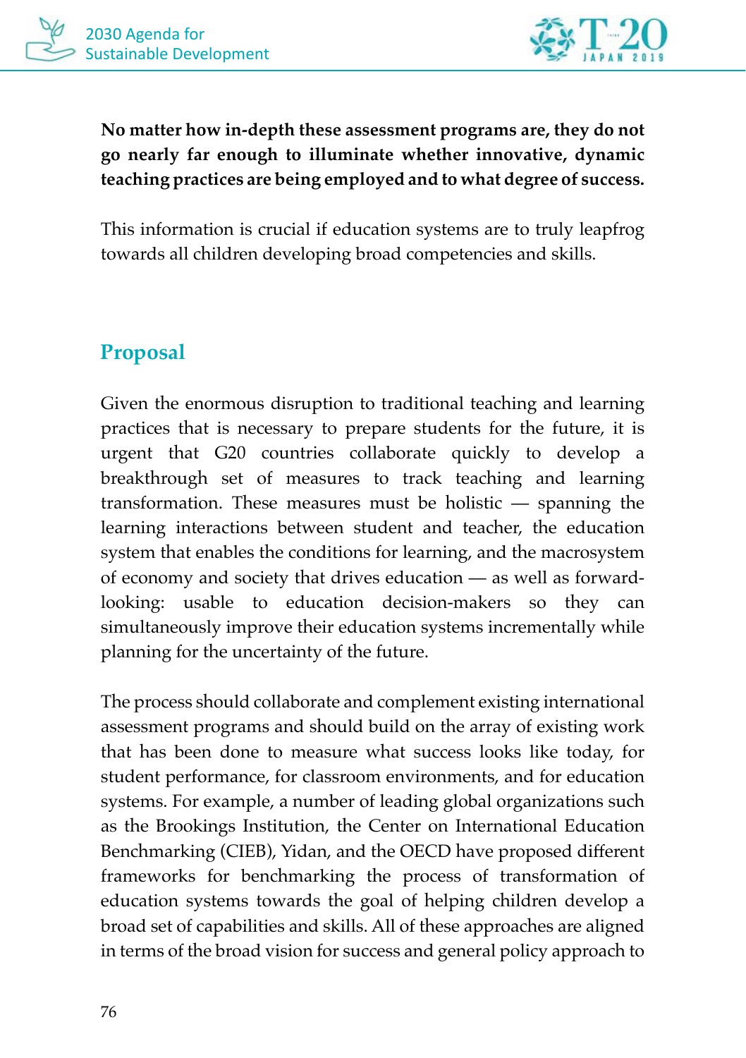**No matter how in-depth these assessment programs are, they do not go nearly far enough to illuminate whether innovative, dynamic teaching practices are being employed and to what degree of success.**

This information is crucial if education systems are to truly leapfrog towards all children developing broad competencies and skills.

## Proposal

Given the enormous disruption to traditional teaching and learning practices that is necessary to prepare students for the future, it is urgent that G20 countries collaborate quickly to develop a breakthrough set of measures to track teaching and learning transformation. These measures must be holistic — spanning the learning interactions between student and teacher, the education system that enables the conditions for learning, and the macrosystem of economy and society that drives education — as well as forward-looking: usable to education decision-makers so they can simultaneously improve their education systems incrementally while planning for the uncertainty of the future.

The process should collaborate and complement existing international assessment programs and should build on the array of existing work that has been done to measure what success looks like today, for student performance, for classroom environments, and for education systems. For example, a number of leading global organizations such as the Brookings Institution, the Center on International Education Benchmarking (CIEB), Yidan, and the OECD have proposed different frameworks for benchmarking the process of transformation of education systems towards the goal of helping children develop a broad set of capabilities and skills. All of these approaches are aligned in terms of the broad vision for success and general policy approach to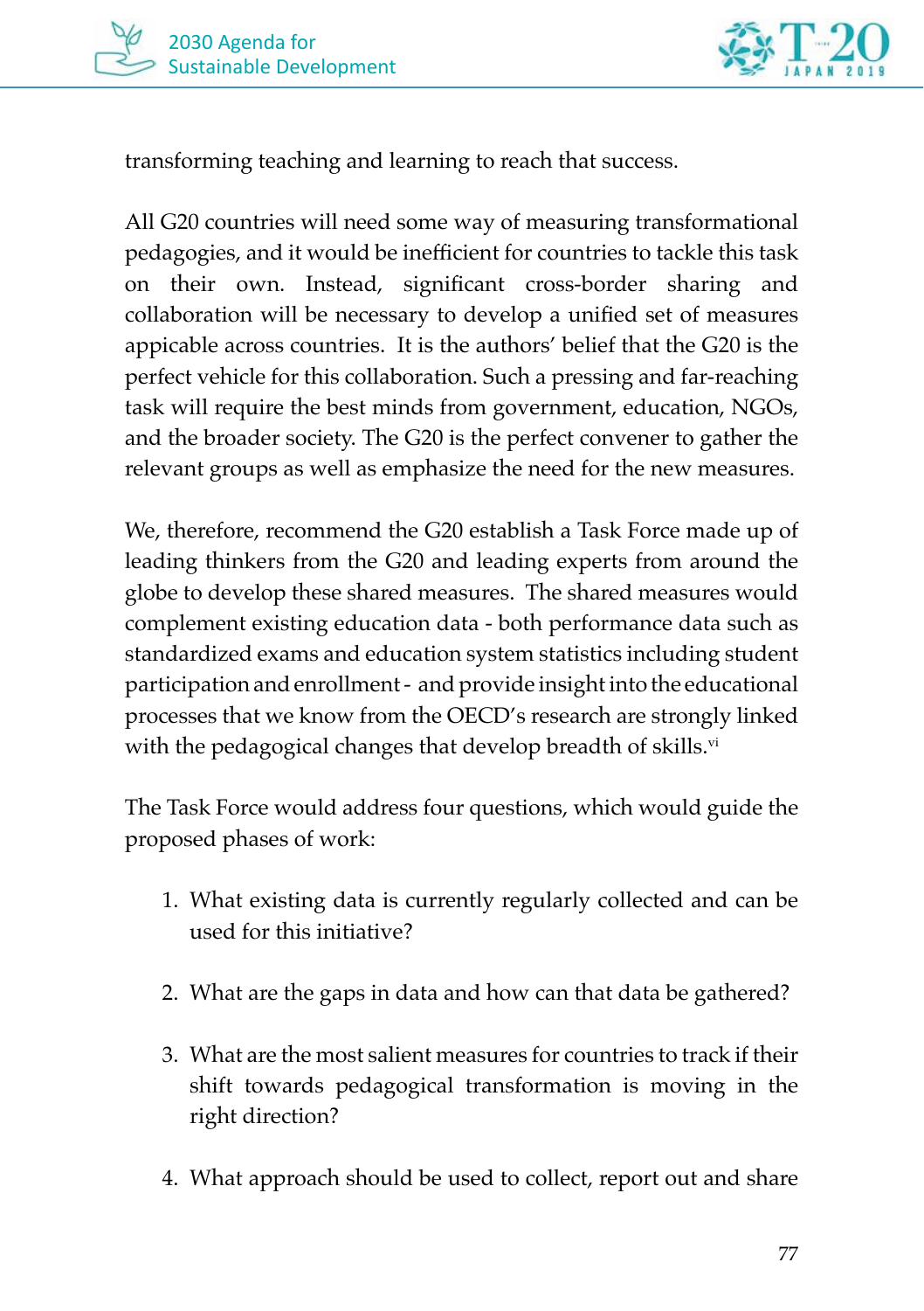transforming teaching and learning to reach that success.

All G20 countries will need some way of measuring transformational pedagogies, and it would be inefficient for countries to tackle this task on their own. Instead, significant cross-border sharing and collaboration will be necessary to develop a unified set of measures appicable across countries. It is the authors' belief that the G20 is the perfect vehicle for this collaboration. Such a pressing and far-reaching task will require the best minds from government, education, NGOs, and the broader society. The G20 is the perfect convener to gather the relevant groups as well as emphasize the need for the new measures.

We, therefore, recommend the G20 establish a Task Force made up of leading thinkers from the G20 and leading experts from around the globe to develop these shared measures. The shared measures would complement existing education data - both performance data such as standardized exams and education system statistics including student participation and enrollment - and provide insight into the educational processes that we know from the OECD's research are strongly linked with the pedagogical changes that develop breadth of skills.[vi]

The Task Force would address four questions, which would guide the proposed phases of work:

1. What existing data is currently regularly collected and can be used for this initiative?

2. What are the gaps in data and how can that data be gathered?

3. What are the most salient measures for countries to track if their shift towards pedagogical transformation is moving in the right direction?

4. What approach should be used to collect, report out and share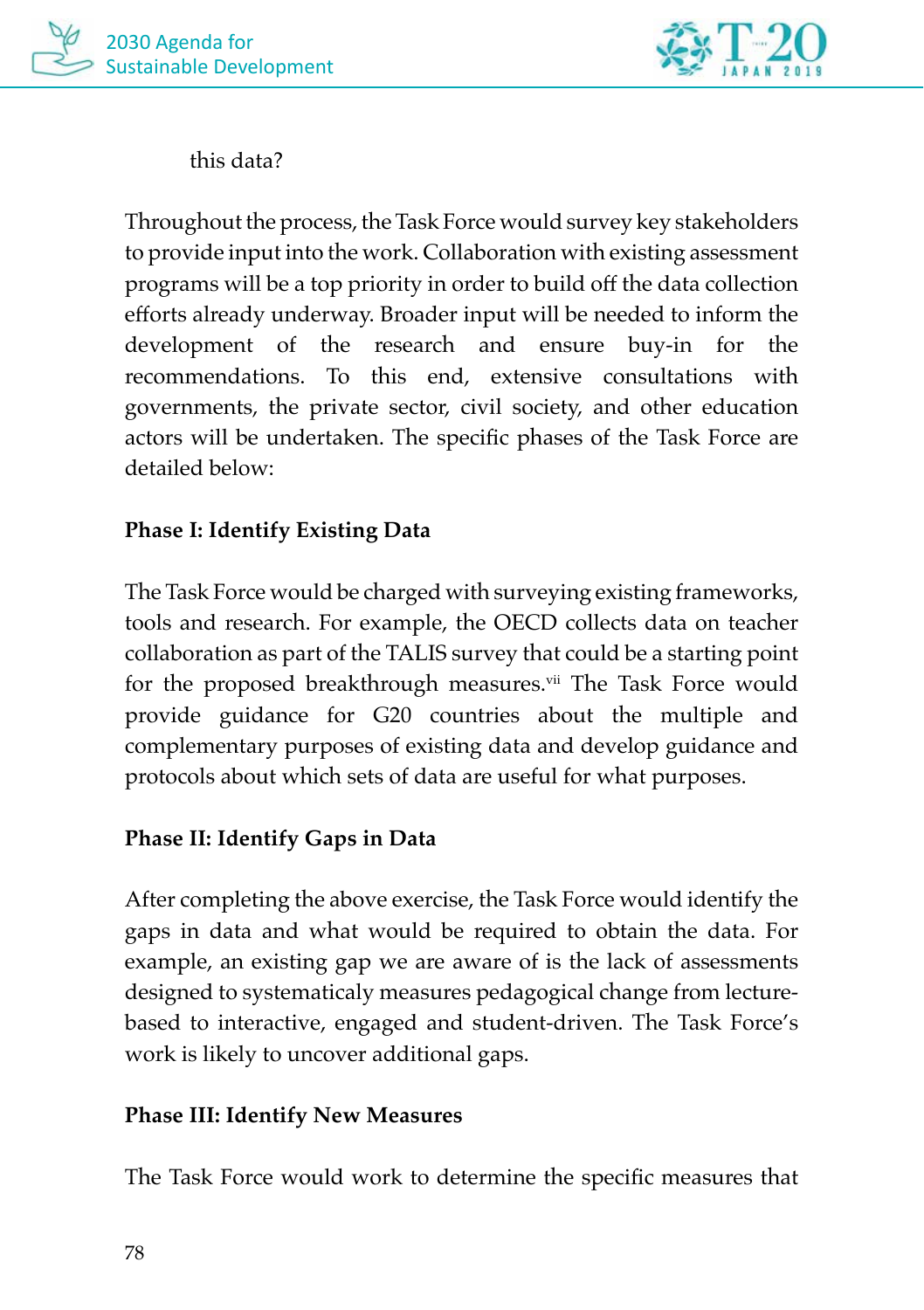this data?

Throughout the process, the Task Force would survey key stakeholders to provide input into the work. Collaboration with existing assessment programs will be a top priority in order to build off the data collection efforts already underway. Broader input will be needed to inform the development of the research and ensure buy-in for the recommendations. To this end, extensive consultations with governments, the private sector, civil society, and other education actors will be undertaken. The specific phases of the Task Force are detailed below:

**Phase I: Identify Existing Data**

The Task Force would be charged with surveying existing frameworks, tools and research. For example, the OECD collects data on teacher collaboration as part of the TALIS survey that could be a starting point for the proposed breakthrough measures.[vii] The Task Force would provide guidance for G20 countries about the multiple and complementary purposes of existing data and develop guidance and protocols about which sets of data are useful for what purposes.

**Phase II: Identify Gaps in Data**

After completing the above exercise, the Task Force would identify the gaps in data and what would be required to obtain the data. For example, an existing gap we are aware of is the lack of assessments designed to systematicaly measures pedagogical change from lecture-based to interactive, engaged and student-driven. The Task Force's work is likely to uncover additional gaps.

**Phase III: Identify New Measures**

The Task Force would work to determine the specific measures that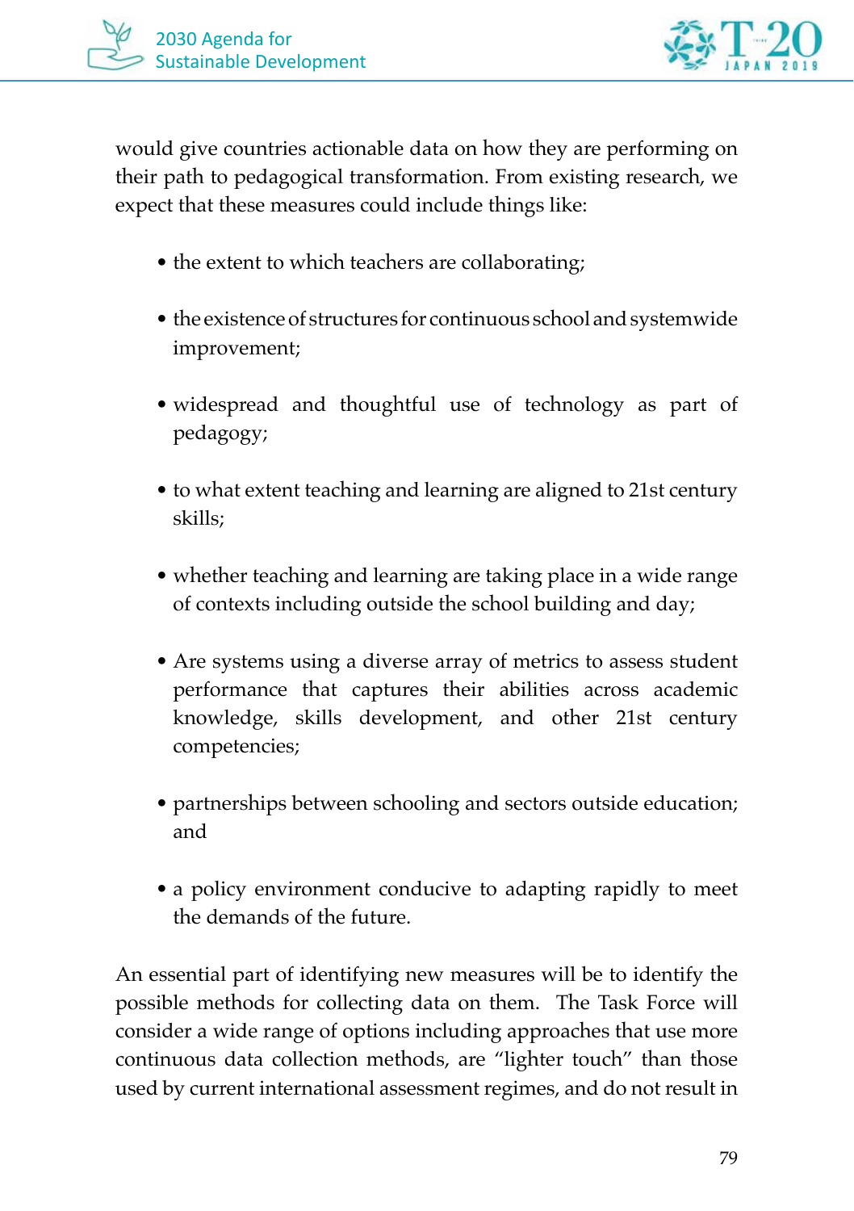would give countries actionable data on how they are performing on their path to pedagogical transformation. From existing research, we expect that these measures could include things like:

- the extent to which teachers are collaborating;
- the existence of structures for continuous school and systemwide improvement;
- widespread and thoughtful use of technology as part of pedagogy;
- to what extent teaching and learning are aligned to 21st century skills;
- whether teaching and learning are taking place in a wide range of contexts including outside the school building and day;
- Are systems using a diverse array of metrics to assess student performance that captures their abilities across academic knowledge, skills development, and other 21st century competencies;
- partnerships between schooling and sectors outside education; and
- a policy environment conducive to adapting rapidly to meet the demands of the future.

An essential part of identifying new measures will be to identify the possible methods for collecting data on them. The Task Force will consider a wide range of options including approaches that use more continuous data collection methods, are "lighter touch" than those used by current international assessment regimes, and do not result in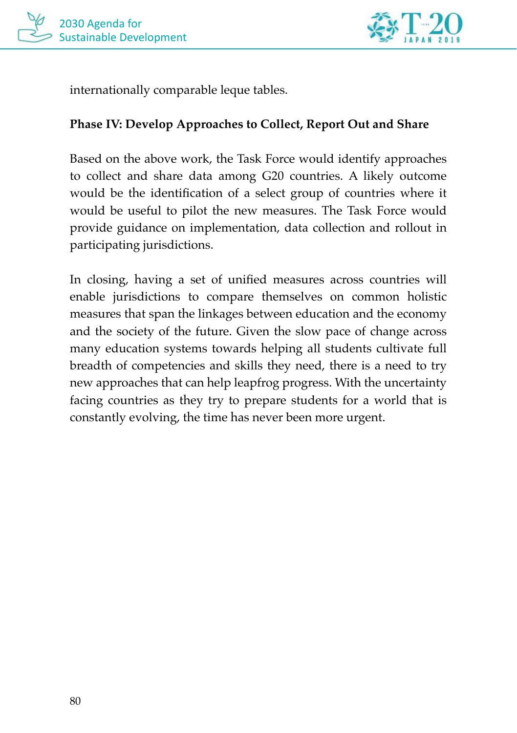internationally comparable leque tables.

**Phase IV: Develop Approaches to Collect, Report Out and Share**

Based on the above work, the Task Force would identify approaches to collect and share data among G20 countries. A likely outcome would be the identification of a select group of countries where it would be useful to pilot the new measures. The Task Force would provide guidance on implementation, data collection and rollout in participating jurisdictions.

In closing, having a set of unified measures across countries will enable jurisdictions to compare themselves on common holistic measures that span the linkages between education and the economy and the society of the future. Given the slow pace of change across many education systems towards helping all students cultivate full breadth of competencies and skills they need, there is a need to try new approaches that can help leapfrog progress. With the uncertainty facing countries as they try to prepare students for a world that is constantly evolving, the time has never been more urgent.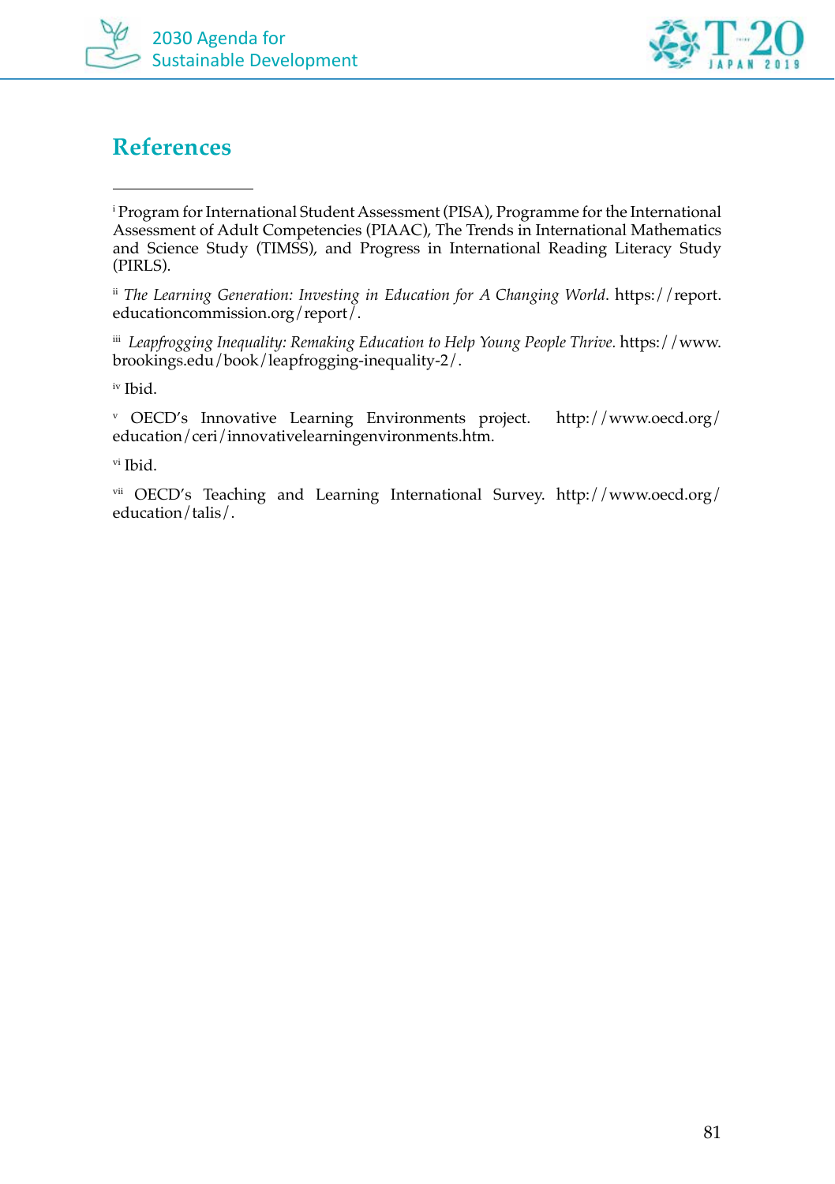## References

[i] Program for International Student Assessment (PISA), Programme for the International Assessment of Adult Competencies (PIAAC), The Trends in International Mathematics and Science Study (TIMSS), and Progress in International Reading Literacy Study (PIRLS).

[ii] *The Learning Generation: Investing in Education for A Changing World*. https://report.educationcommission.org/report/.

[iii] *Leapfrogging Inequality: Remaking Education to Help Young People Thrive*. https://www.brookings.edu/book/leapfrogging-inequality-2/.

[iv] Ibid.

[v] OECD's Innovative Learning Environments project. http://www.oecd.org/education/ceri/innovativelearningenvironments.htm.

[vi] Ibid.

[vii] OECD's Teaching and Learning International Survey. http://www.oecd.org/education/talis/.